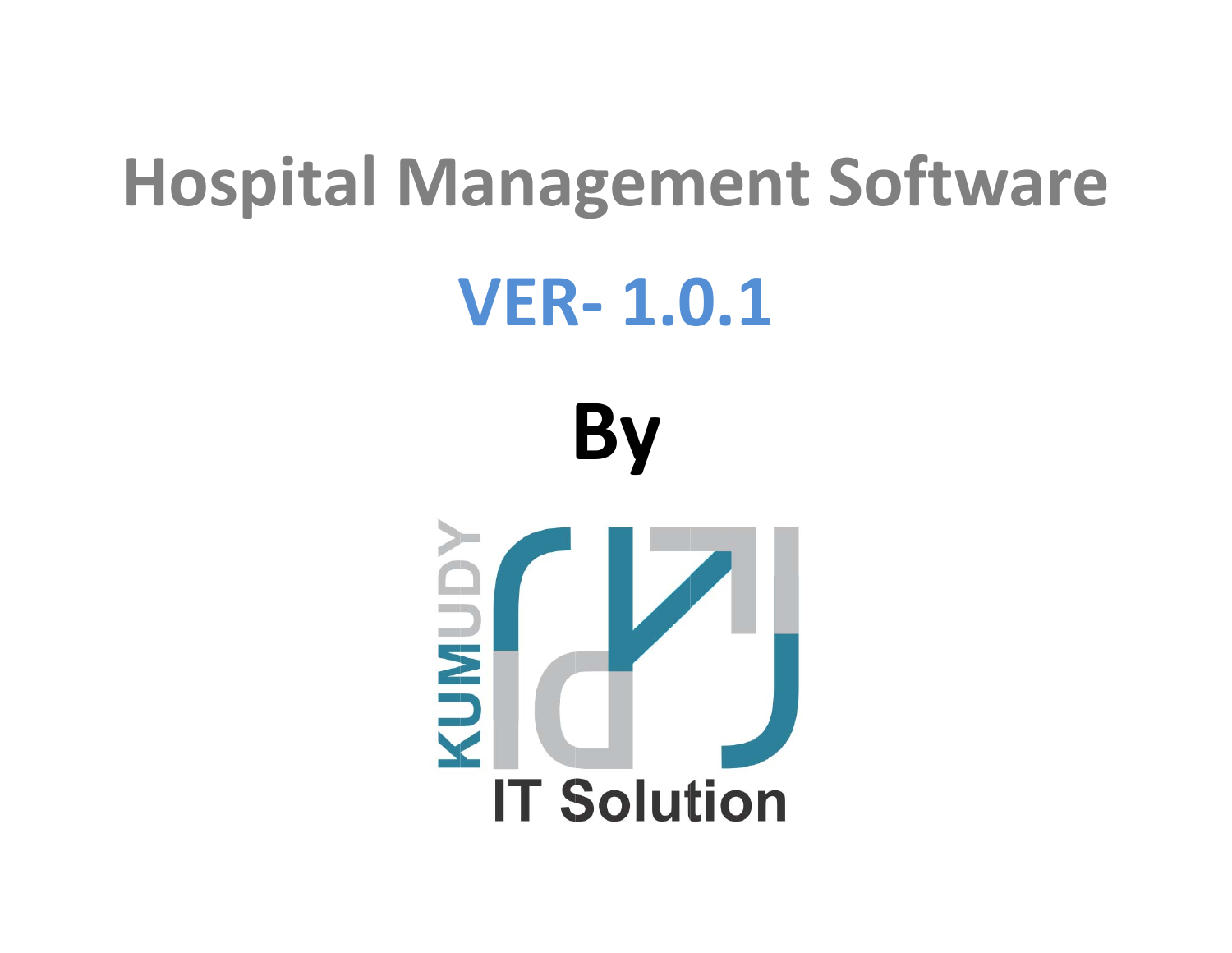# Hospital Management Software

## VER- 1.0.1

## By

KUMUDY

IT Solution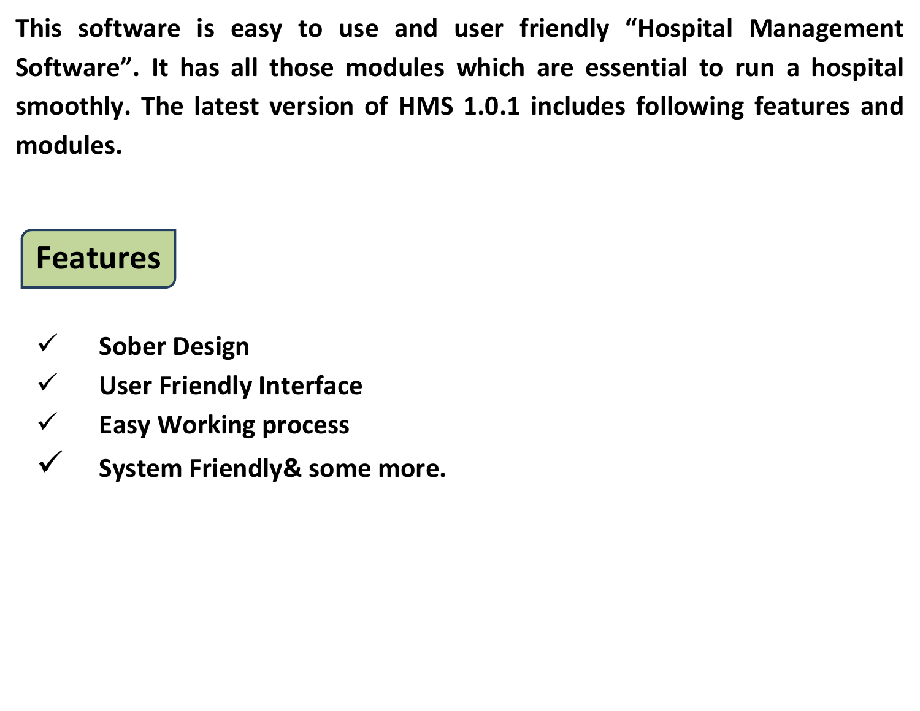**This software is easy to use and user friendly "Hospital Management Software". It has all those modules which are essential to run a hospital smoothly. The latest version of HMS 1.0.1 includes following features and modules.**

## Features

- ✓ **Sober Design**
- ✓ **User Friendly Interface**
- ✓ **Easy Working process**
- ✓ **System Friendly& some more.**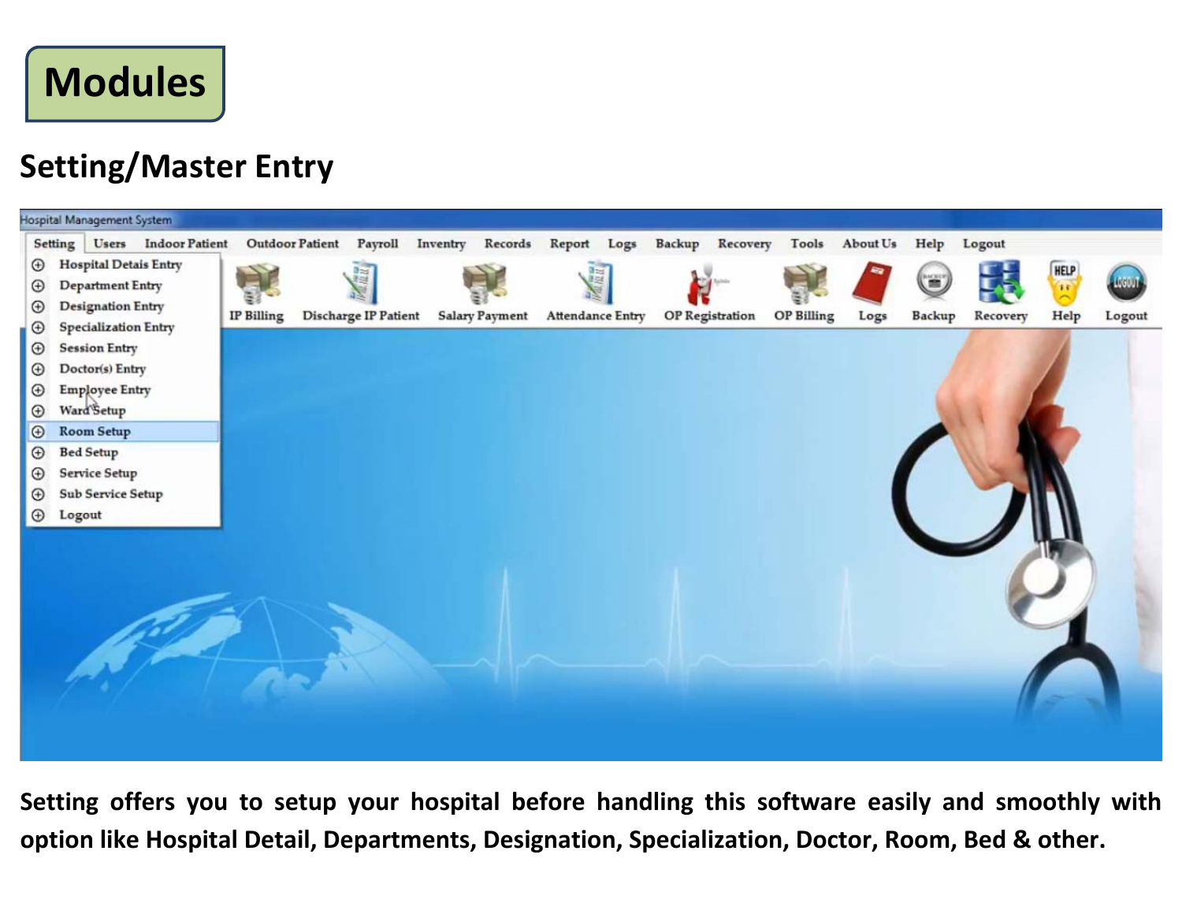# Modules

## Setting/Master Entry

Setting offers you to setup your hospital before handling this software easily and smoothly with option like Hospital Detail, Departments, Designation, Specialization, Doctor, Room, Bed & other.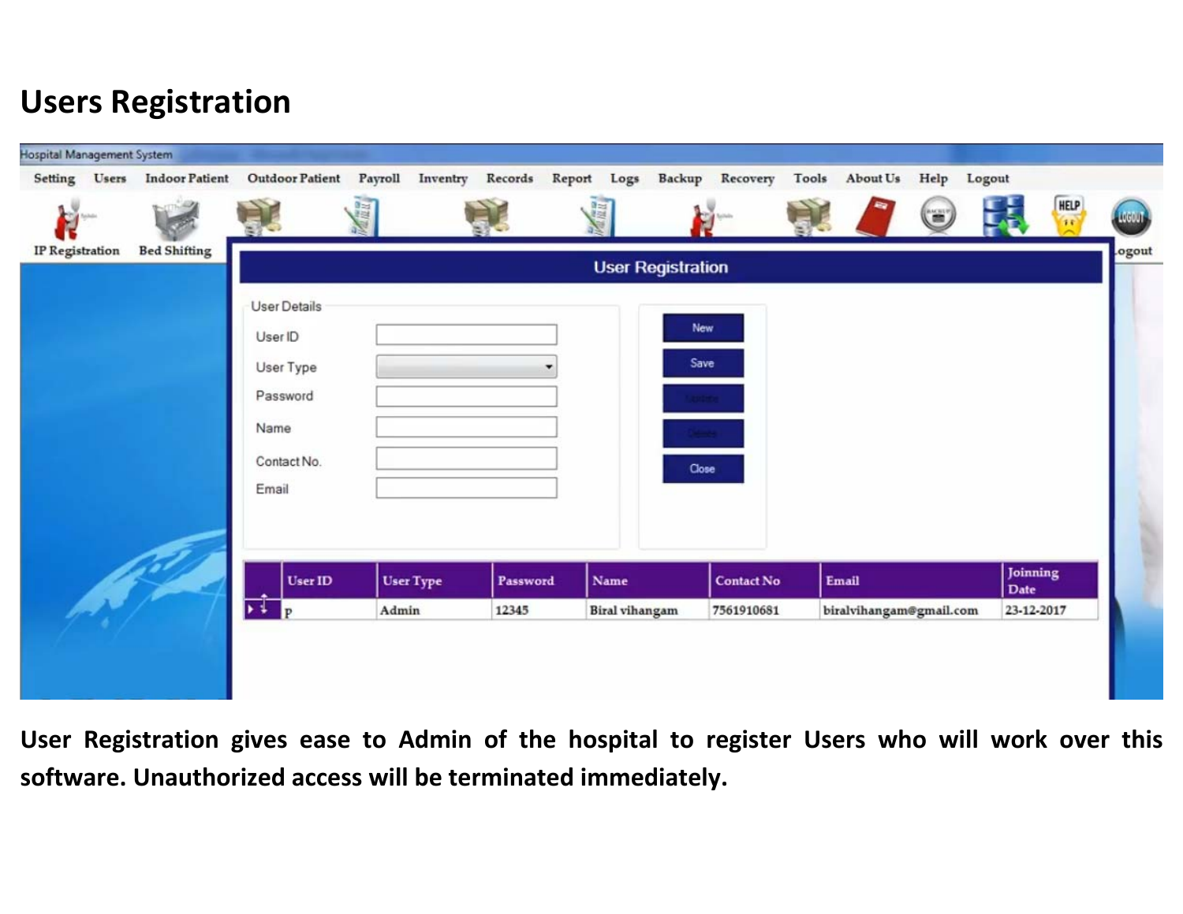## Users Registration

User Registration gives ease to Admin of the hospital to register Users who will work over this software. Unauthorized access will be terminated immediately.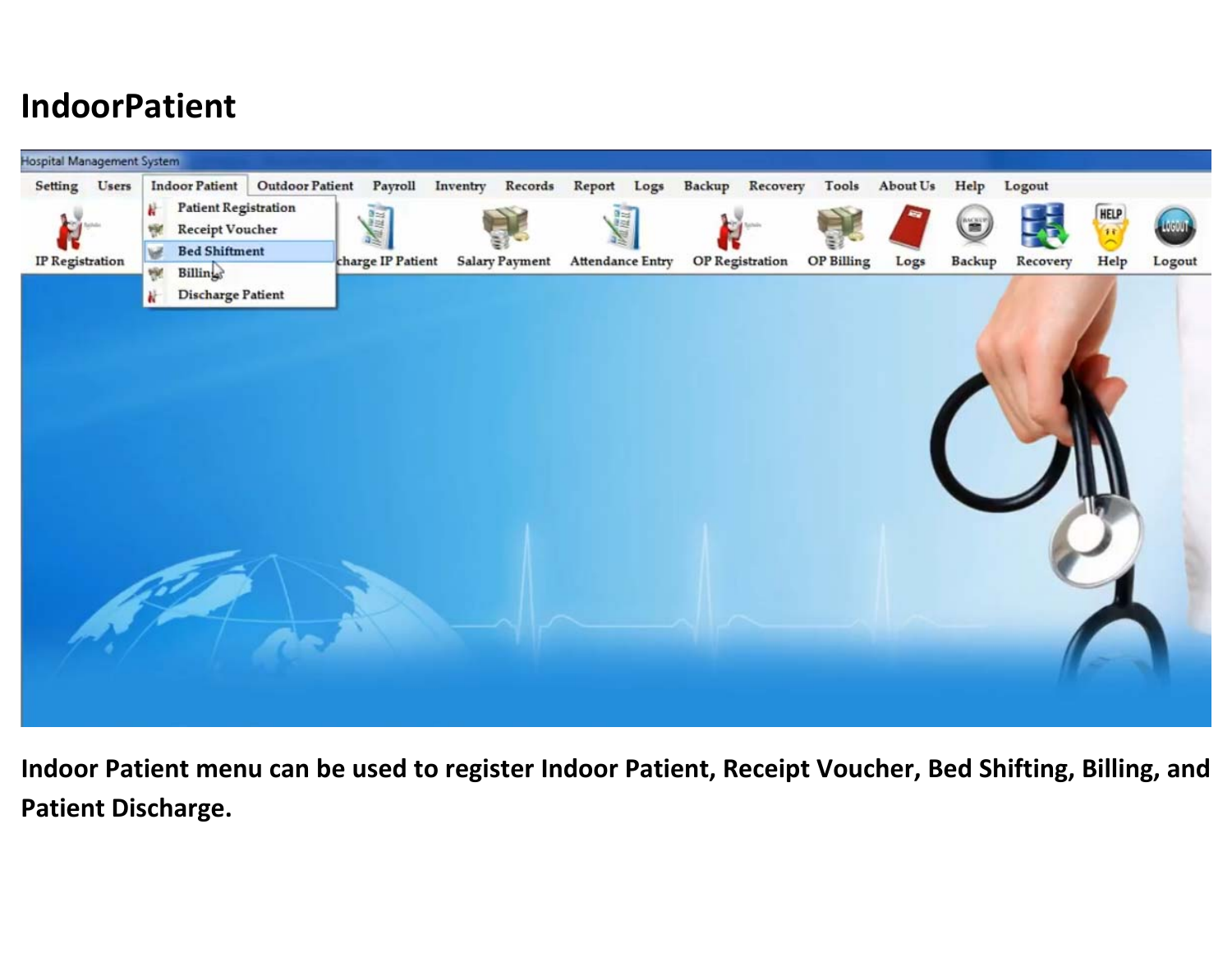# IndoorPatient

**Indoor Patient menu can be used to register Indoor Patient, Receipt Voucher, Bed Shifting, Billing, and Patient Discharge.**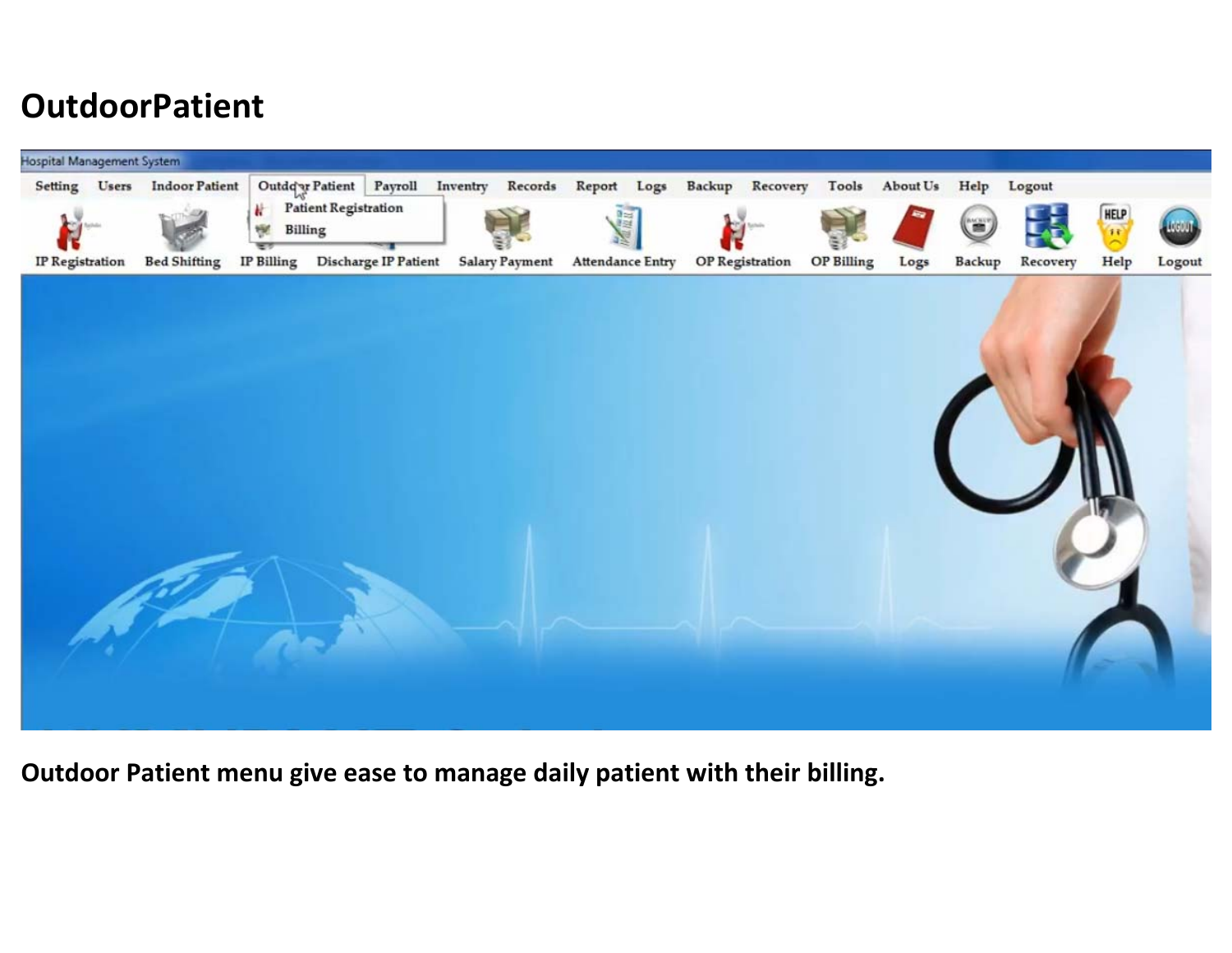# OutdoorPatient

**Outdoor Patient menu give ease to manage daily patient with their billing.**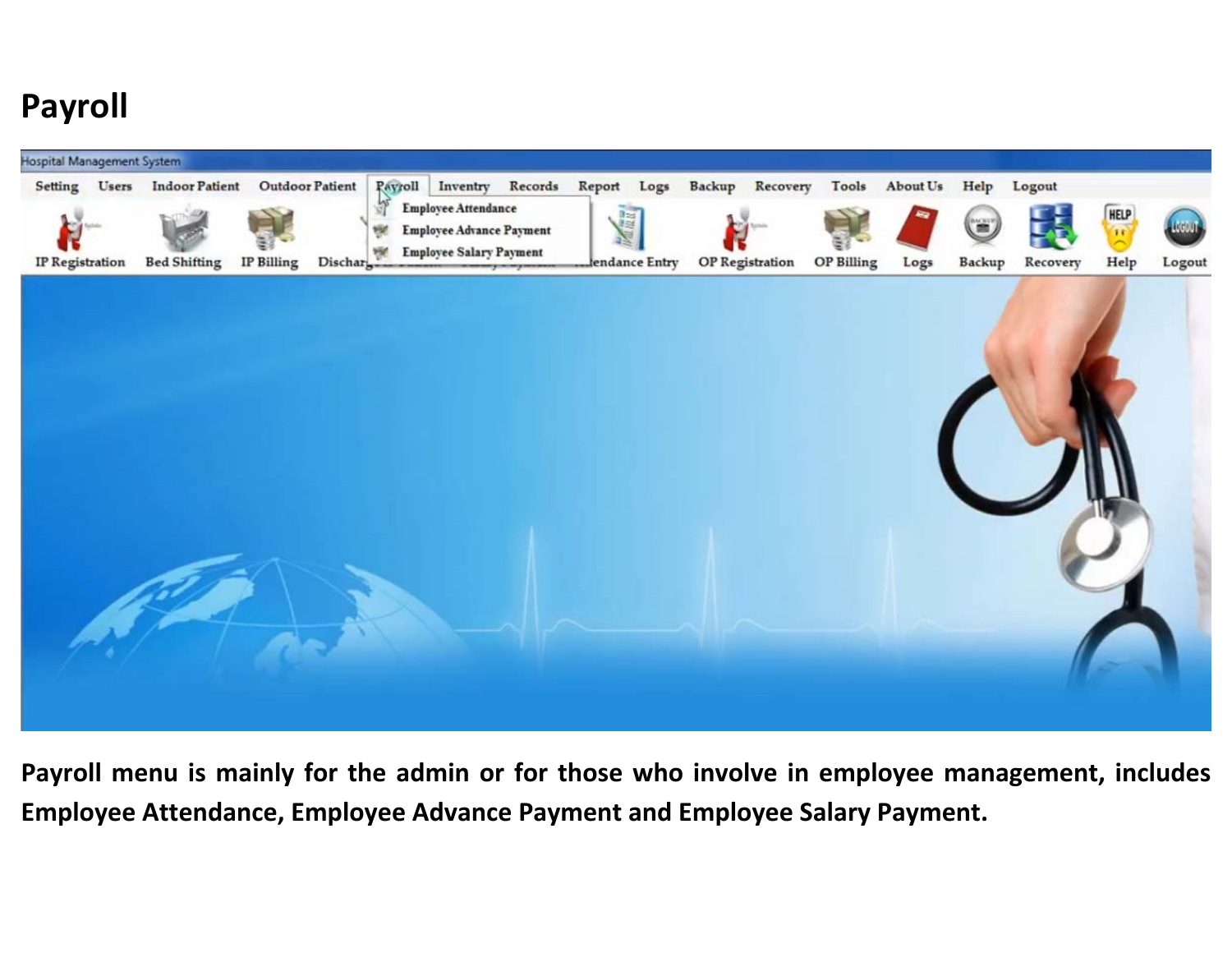# Payroll

Payroll menu is mainly for the admin or for those who involve in employee management, includes Employee Attendance, Employee Advance Payment and Employee Salary Payment.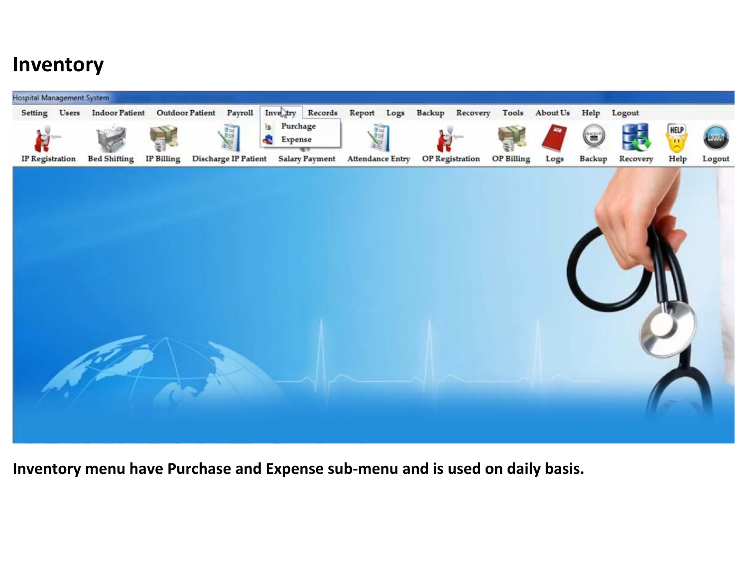# Inventory

**Inventory menu have Purchase and Expense sub-menu and is used on daily basis.**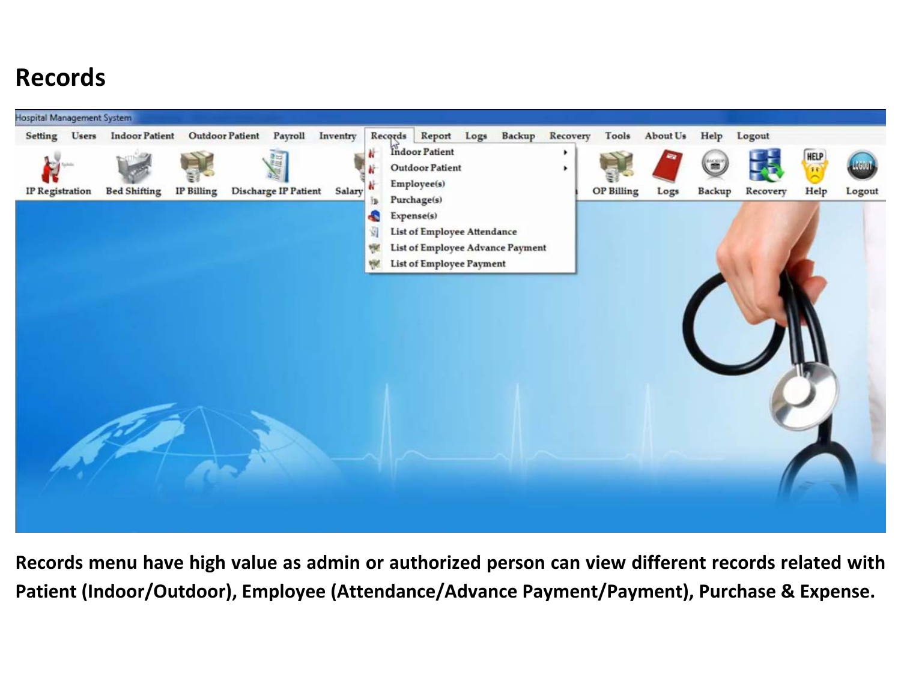# Records

**Records menu have high value as admin or authorized person can view different records related with Patient (Indoor/Outdoor), Employee (Attendance/Advance Payment/Payment), Purchase & Expense.**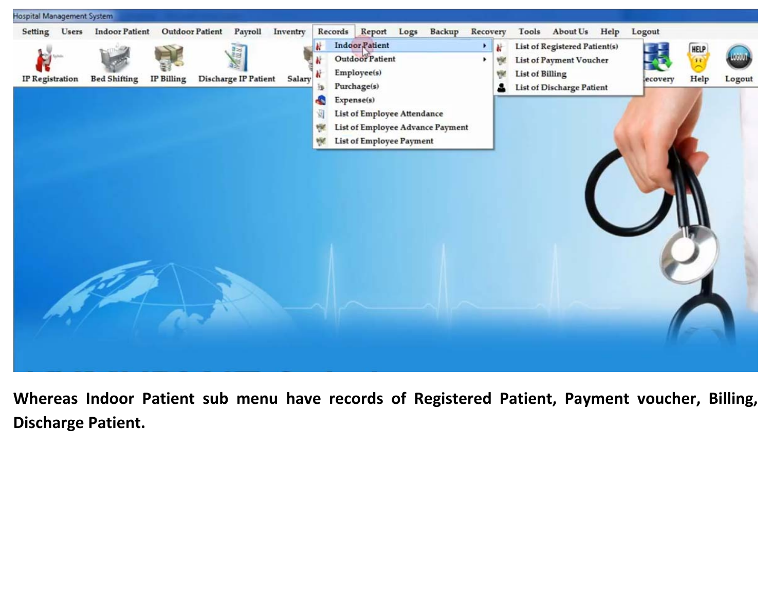**Whereas Indoor Patient sub menu have records of Registered Patient, Payment voucher, Billing, Discharge Patient.**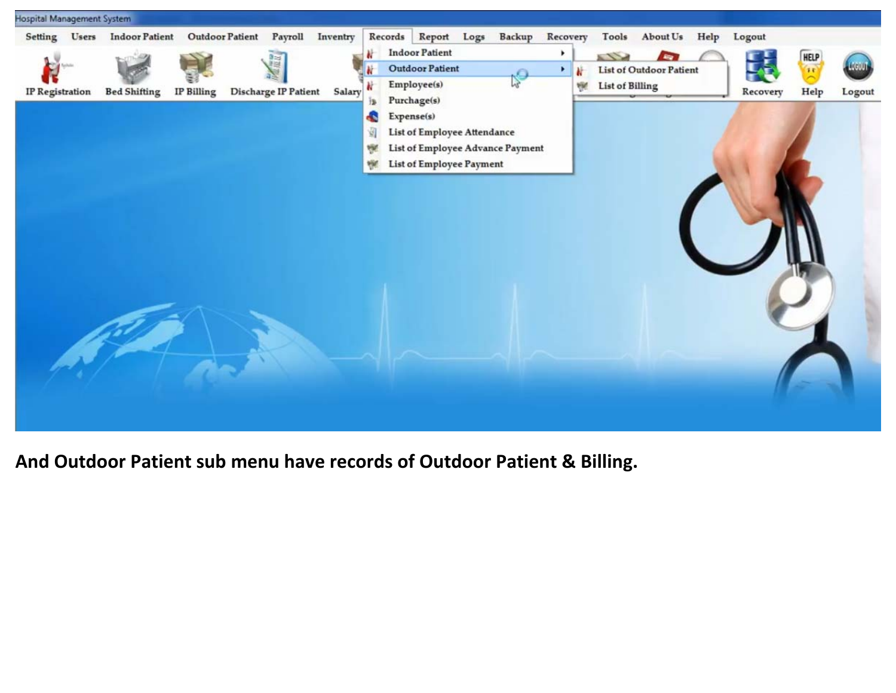**And Outdoor Patient sub menu have records of Outdoor Patient & Billing.**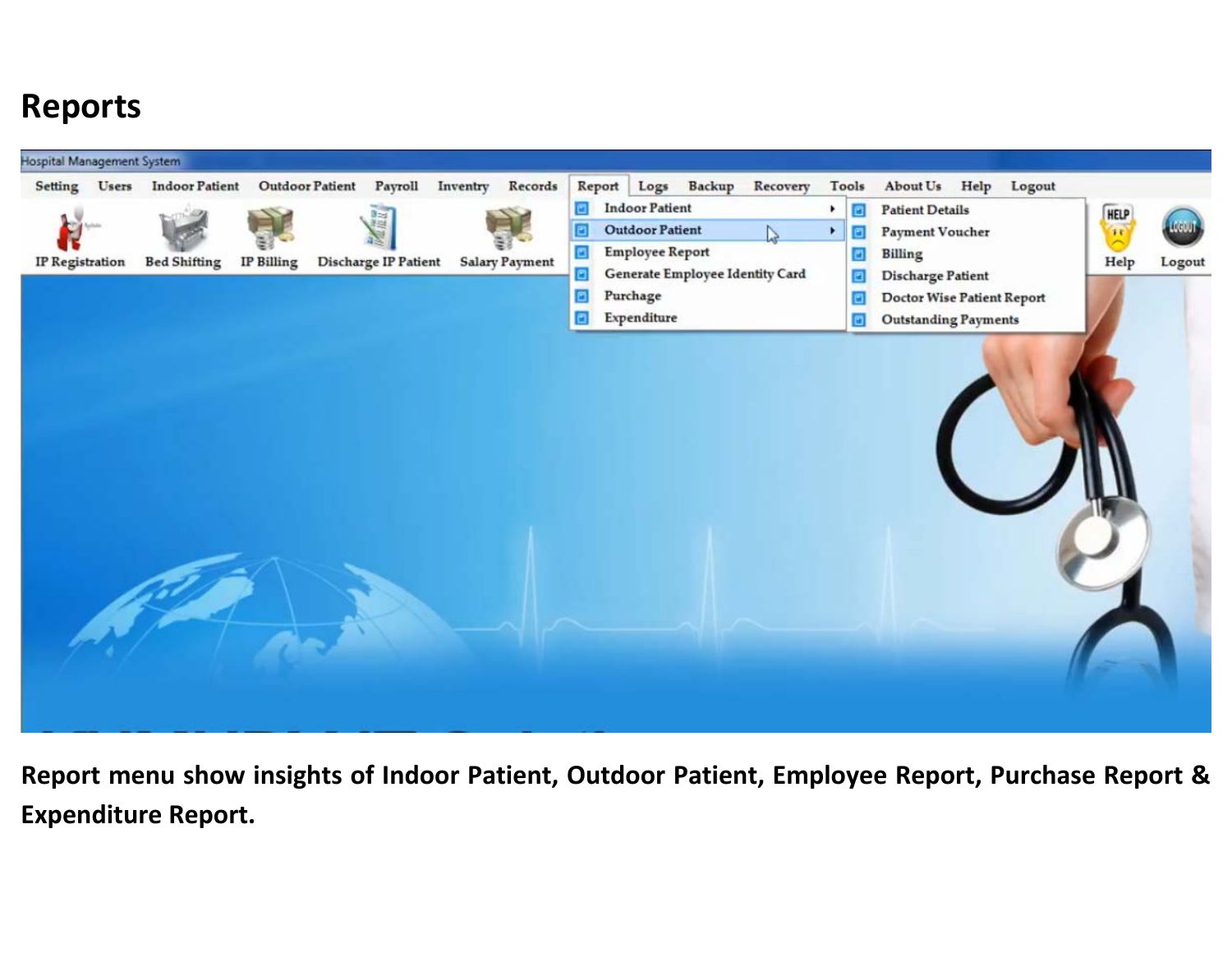# Reports

**Report menu show insights of Indoor Patient, Outdoor Patient, Employee Report, Purchase Report & Expenditure Report.**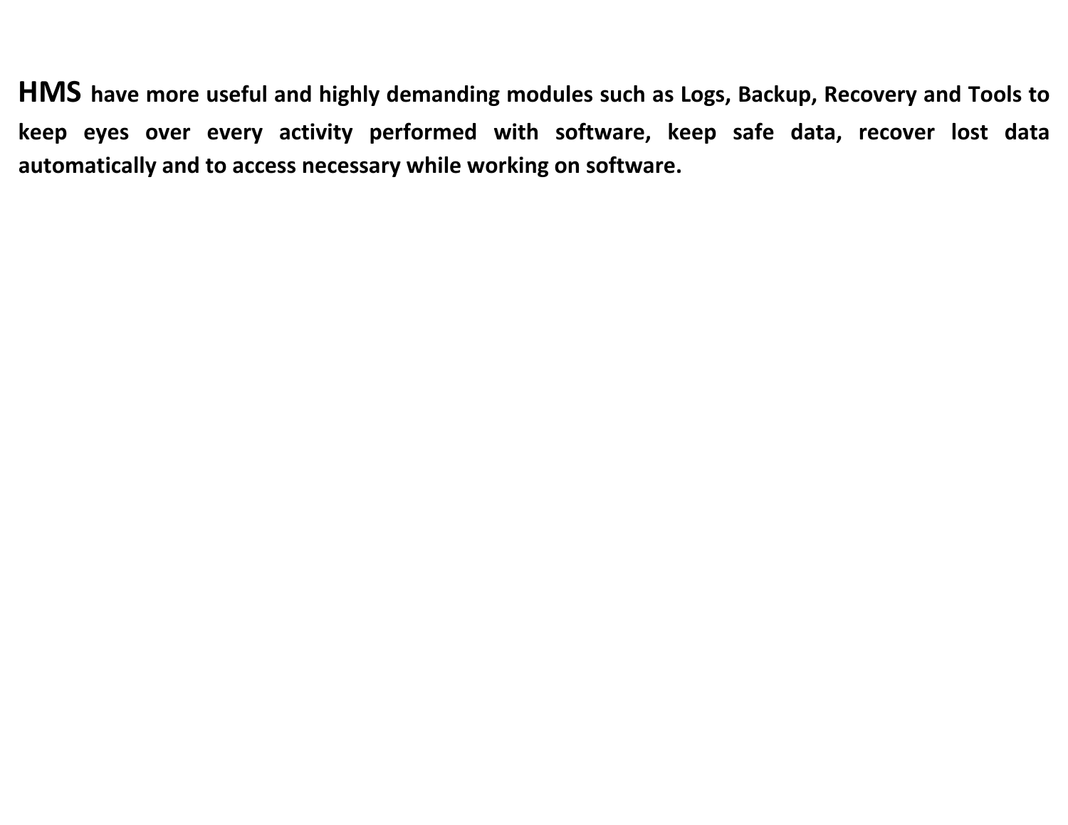**HMS have more useful and highly demanding modules such as Logs, Backup, Recovery and Tools to keep eyes over every activity performed with software, keep safe data, recover lost data automatically and to access necessary while working on software.**